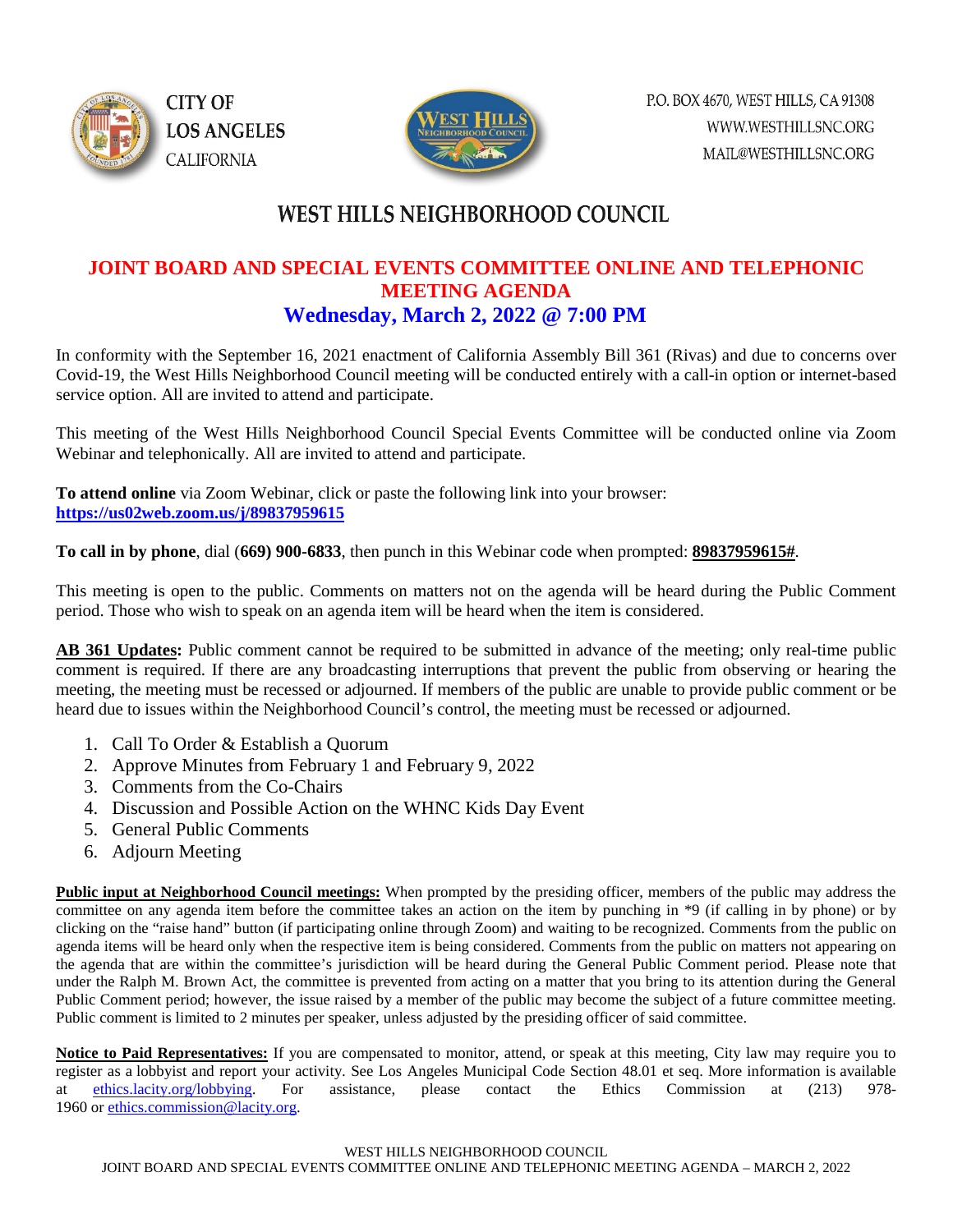CITY OF LOS ANGELES CALIFORNIA

P.O. BOX 4670, WEST HILLS, CA 91308
WWW.WESTHILLSNC.ORG
MAIL@WESTHILLSNC.ORG

# WEST HILLS NEIGHBORHOOD COUNCIL

## JOINT BOARD AND SPECIAL EVENTS COMMITTEE ONLINE AND TELEPHONIC MEETING AGENDA

## Wednesday, March 2, 2022 @ 7:00 PM

In conformity with the September 16, 2021 enactment of California Assembly Bill 361 (Rivas) and due to concerns over Covid-19, the West Hills Neighborhood Council meeting will be conducted entirely with a call-in option or internet-based service option. All are invited to attend and participate.

This meeting of the West Hills Neighborhood Council Special Events Committee will be conducted online via Zoom Webinar and telephonically. All are invited to attend and participate.

**To attend online** via Zoom Webinar, click or paste the following link into your browser: **https://us02web.zoom.us/j/89837959615**

**To call in by phone**, dial **(669) 900-6833**, then punch in this Webinar code when prompted: **89837959615#**.

This meeting is open to the public. Comments on matters not on the agenda will be heard during the Public Comment period. Those who wish to speak on an agenda item will be heard when the item is considered.

**AB 361 Updates:** Public comment cannot be required to be submitted in advance of the meeting; only real-time public comment is required. If there are any broadcasting interruptions that prevent the public from observing or hearing the meeting, the meeting must be recessed or adjourned. If members of the public are unable to provide public comment or be heard due to issues within the Neighborhood Council's control, the meeting must be recessed or adjourned.

1. Call To Order & Establish a Quorum
2. Approve Minutes from February 1 and February 9, 2022
3. Comments from the Co-Chairs
4. Discussion and Possible Action on the WHNC Kids Day Event
5. General Public Comments
6. Adjourn Meeting

**Public input at Neighborhood Council meetings:** When prompted by the presiding officer, members of the public may address the committee on any agenda item before the committee takes an action on the item by punching in *9 (if calling in by phone) or by clicking on the "raise hand" button (if participating online through Zoom) and waiting to be recognized. Comments from the public on agenda items will be heard only when the respective item is being considered. Comments from the public on matters not appearing on the agenda that are within the committee's jurisdiction will be heard during the General Public Comment period. Please note that under the Ralph M. Brown Act, the committee is prevented from acting on a matter that you bring to its attention during the General Public Comment period; however, the issue raised by a member of the public may become the subject of a future committee meeting. Public comment is limited to 2 minutes per speaker, unless adjusted by the presiding officer of said committee.

**Notice to Paid Representatives:** If you are compensated to monitor, attend, or speak at this meeting, City law may require you to register as a lobbyist and report your activity. See Los Angeles Municipal Code Section 48.01 et seq. More information is available at ethics.lacity.org/lobbying. For assistance, please contact the Ethics Commission at (213) 978-1960 or ethics.commission@lacity.org.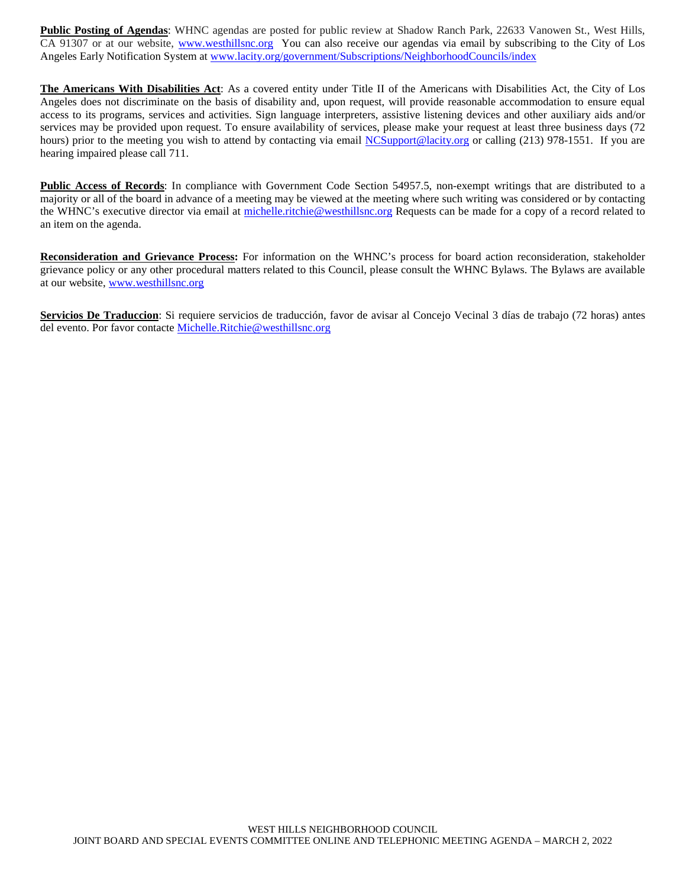**Public Posting of Agendas**: WHNC agendas are posted for public review at Shadow Ranch Park, 22633 Vanowen St., West Hills, CA 91307 or at our website, www.westhillsnc.org You can also receive our agendas via email by subscribing to the City of Los Angeles Early Notification System at www.lacity.org/government/Subscriptions/NeighborhoodCouncils/index

**The Americans With Disabilities Act**: As a covered entity under Title II of the Americans with Disabilities Act, the City of Los Angeles does not discriminate on the basis of disability and, upon request, will provide reasonable accommodation to ensure equal access to its programs, services and activities. Sign language interpreters, assistive listening devices and other auxiliary aids and/or services may be provided upon request. To ensure availability of services, please make your request at least three business days (72 hours) prior to the meeting you wish to attend by contacting via email NCSupport@lacity.org or calling (213) 978-1551. If you are hearing impaired please call 711.

**Public Access of Records**: In compliance with Government Code Section 54957.5, non-exempt writings that are distributed to a majority or all of the board in advance of a meeting may be viewed at the meeting where such writing was considered or by contacting the WHNC's executive director via email at michelle.ritchie@westhillsnc.org Requests can be made for a copy of a record related to an item on the agenda.

**Reconsideration and Grievance Process:** For information on the WHNC's process for board action reconsideration, stakeholder grievance policy or any other procedural matters related to this Council, please consult the WHNC Bylaws. The Bylaws are available at our website, www.westhillsnc.org

**Servicios De Traduccion**: Si requiere servicios de traducción, favor de avisar al Concejo Vecinal 3 días de trabajo (72 horas) antes del evento. Por favor contacte Michelle.Ritchie@westhillsnc.org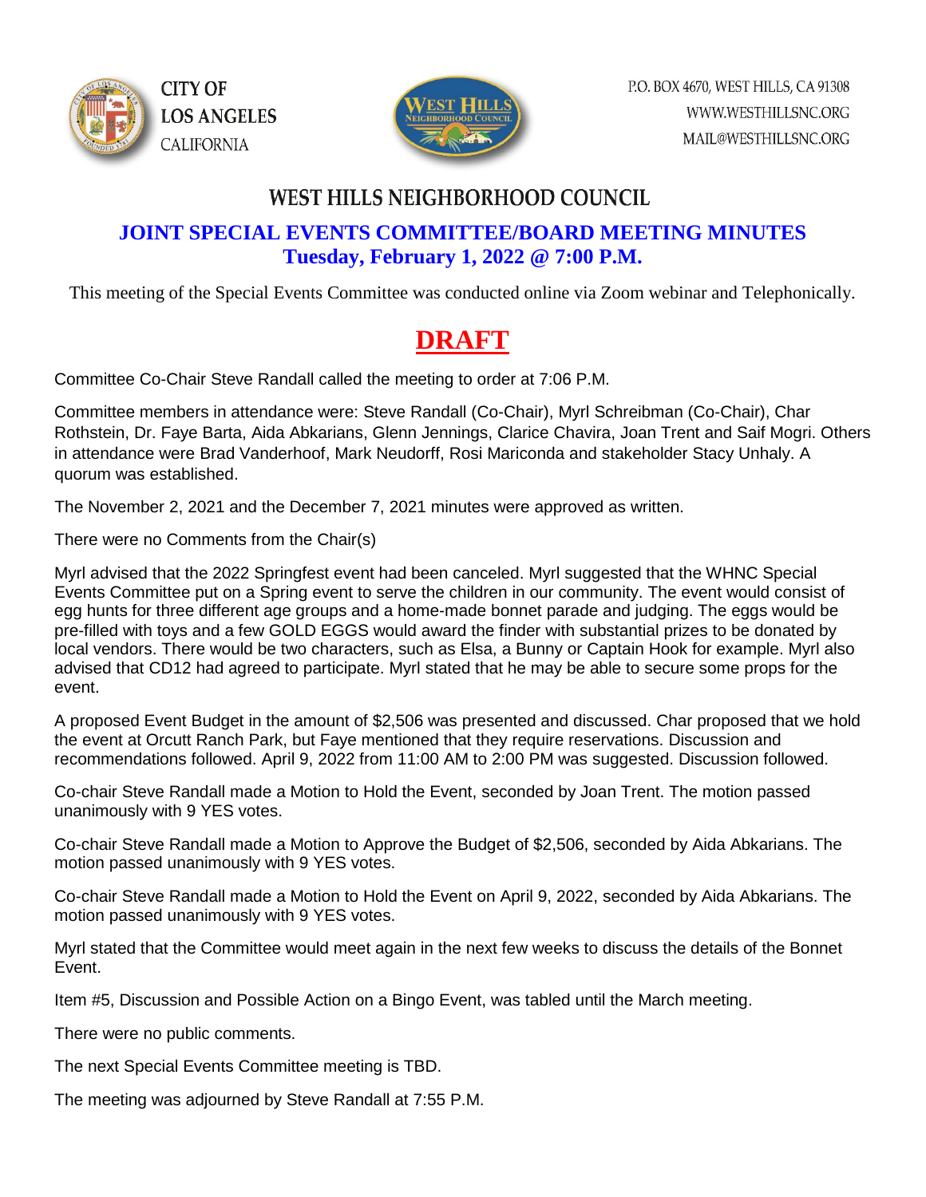CITY OF LOS ANGELES CALIFORNIA

P.O. BOX 4670, WEST HILLS, CA 91308
WWW.WESTHILLSNC.ORG
MAIL@WESTHILLSNC.ORG

# WEST HILLS NEIGHBORHOOD COUNCIL

## JOINT SPECIAL EVENTS COMMITTEE/BOARD MEETING MINUTES
## Tuesday, February 1, 2022 @ 7:00 P.M.

This meeting of the Special Events Committee was conducted online via Zoom webinar and Telephonically.

# DRAFT

Committee Co-Chair Steve Randall called the meeting to order at 7:06 P.M.

Committee members in attendance were: Steve Randall (Co-Chair), Myrl Schreibman (Co-Chair), Char Rothstein, Dr. Faye Barta, Aida Abkarians, Glenn Jennings, Clarice Chavira, Joan Trent and Saif Mogri. Others in attendance were Brad Vanderhoof, Mark Neudorff, Rosi Mariconda and stakeholder Stacy Unhaly. A quorum was established.

The November 2, 2021 and the December 7, 2021 minutes were approved as written.

There were no Comments from the Chair(s)

Myrl advised that the 2022 Springfest event had been canceled. Myrl suggested that the WHNC Special Events Committee put on a Spring event to serve the children in our community. The event would consist of egg hunts for three different age groups and a home-made bonnet parade and judging. The eggs would be pre-filled with toys and a few GOLD EGGS would award the finder with substantial prizes to be donated by local vendors. There would be two characters, such as Elsa, a Bunny or Captain Hook for example. Myrl also advised that CD12 had agreed to participate. Myrl stated that he may be able to secure some props for the event.

A proposed Event Budget in the amount of $2,506 was presented and discussed. Char proposed that we hold the event at Orcutt Ranch Park, but Faye mentioned that they require reservations. Discussion and recommendations followed. April 9, 2022 from 11:00 AM to 2:00 PM was suggested. Discussion followed.

Co-chair Steve Randall made a Motion to Hold the Event, seconded by Joan Trent. The motion passed unanimously with 9 YES votes.

Co-chair Steve Randall made a Motion to Approve the Budget of $2,506, seconded by Aida Abkarians. The motion passed unanimously with 9 YES votes.

Co-chair Steve Randall made a Motion to Hold the Event on April 9, 2022, seconded by Aida Abkarians. The motion passed unanimously with 9 YES votes.

Myrl stated that the Committee would meet again in the next few weeks to discuss the details of the Bonnet Event.

Item #5, Discussion and Possible Action on a Bingo Event, was tabled until the March meeting.

There were no public comments.

The next Special Events Committee meeting is TBD.

The meeting was adjourned by Steve Randall at 7:55 P.M.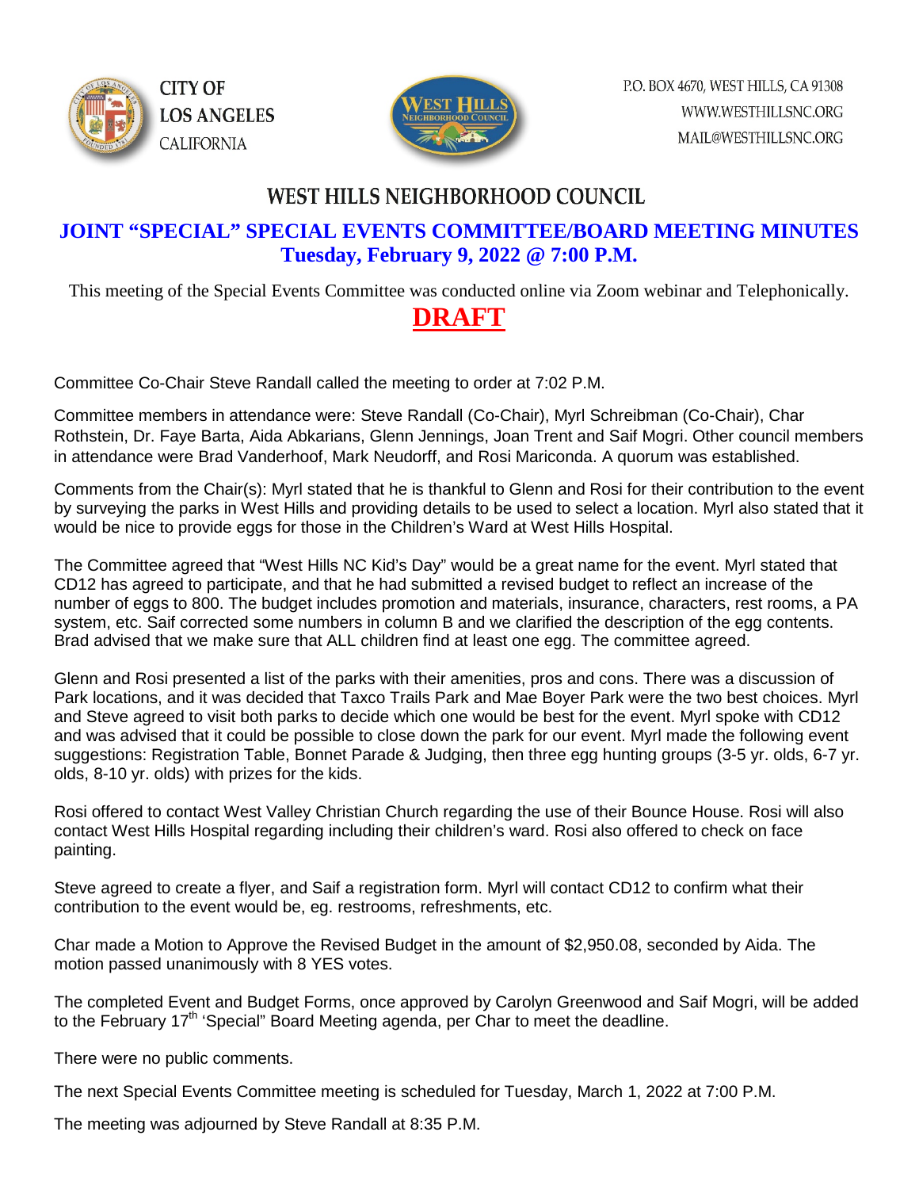CITY OF
LOS ANGELES
CALIFORNIA

P.O. BOX 4670, WEST HILLS, CA 91308
WWW.WESTHILLSNC.ORG
MAIL@WESTHILLSNC.ORG

# WEST HILLS NEIGHBORHOOD COUNCIL

## JOINT "SPECIAL" SPECIAL EVENTS COMMITTEE/BOARD MEETING MINUTES
## Tuesday, February 9, 2022 @ 7:00 P.M.

This meeting of the Special Events Committee was conducted online via Zoom webinar and Telephonically.

**DRAFT**

Committee Co-Chair Steve Randall called the meeting to order at 7:02 P.M.

Committee members in attendance were: Steve Randall (Co-Chair), Myrl Schreibman (Co-Chair), Char Rothstein, Dr. Faye Barta, Aida Abkarians, Glenn Jennings, Joan Trent and Saif Mogri. Other council members in attendance were Brad Vanderhoof, Mark Neudorff, and Rosi Mariconda. A quorum was established.

Comments from the Chair(s): Myrl stated that he is thankful to Glenn and Rosi for their contribution to the event by surveying the parks in West Hills and providing details to be used to select a location. Myrl also stated that it would be nice to provide eggs for those in the Children's Ward at West Hills Hospital.

The Committee agreed that "West Hills NC Kid's Day" would be a great name for the event. Myrl stated that CD12 has agreed to participate, and that he had submitted a revised budget to reflect an increase of the number of eggs to 800. The budget includes promotion and materials, insurance, characters, rest rooms, a PA system, etc. Saif corrected some numbers in column B and we clarified the description of the egg contents. Brad advised that we make sure that ALL children find at least one egg. The committee agreed.

Glenn and Rosi presented a list of the parks with their amenities, pros and cons. There was a discussion of Park locations, and it was decided that Taxco Trails Park and Mae Boyer Park were the two best choices. Myrl and Steve agreed to visit both parks to decide which one would be best for the event. Myrl spoke with CD12 and was advised that it could be possible to close down the park for our event. Myrl made the following event suggestions: Registration Table, Bonnet Parade & Judging, then three egg hunting groups (3-5 yr. olds, 6-7 yr. olds, 8-10 yr. olds) with prizes for the kids.

Rosi offered to contact West Valley Christian Church regarding the use of their Bounce House. Rosi will also contact West Hills Hospital regarding including their children's ward. Rosi also offered to check on face painting.

Steve agreed to create a flyer, and Saif a registration form. Myrl will contact CD12 to confirm what their contribution to the event would be, eg. restrooms, refreshments, etc.

Char made a Motion to Approve the Revised Budget in the amount of $2,950.08, seconded by Aida. The motion passed unanimously with 8 YES votes.

The completed Event and Budget Forms, once approved by Carolyn Greenwood and Saif Mogri, will be added to the February 17th 'Special" Board Meeting agenda, per Char to meet the deadline.

There were no public comments.

The next Special Events Committee meeting is scheduled for Tuesday, March 1, 2022 at 7:00 P.M.

The meeting was adjourned by Steve Randall at 8:35 P.M.